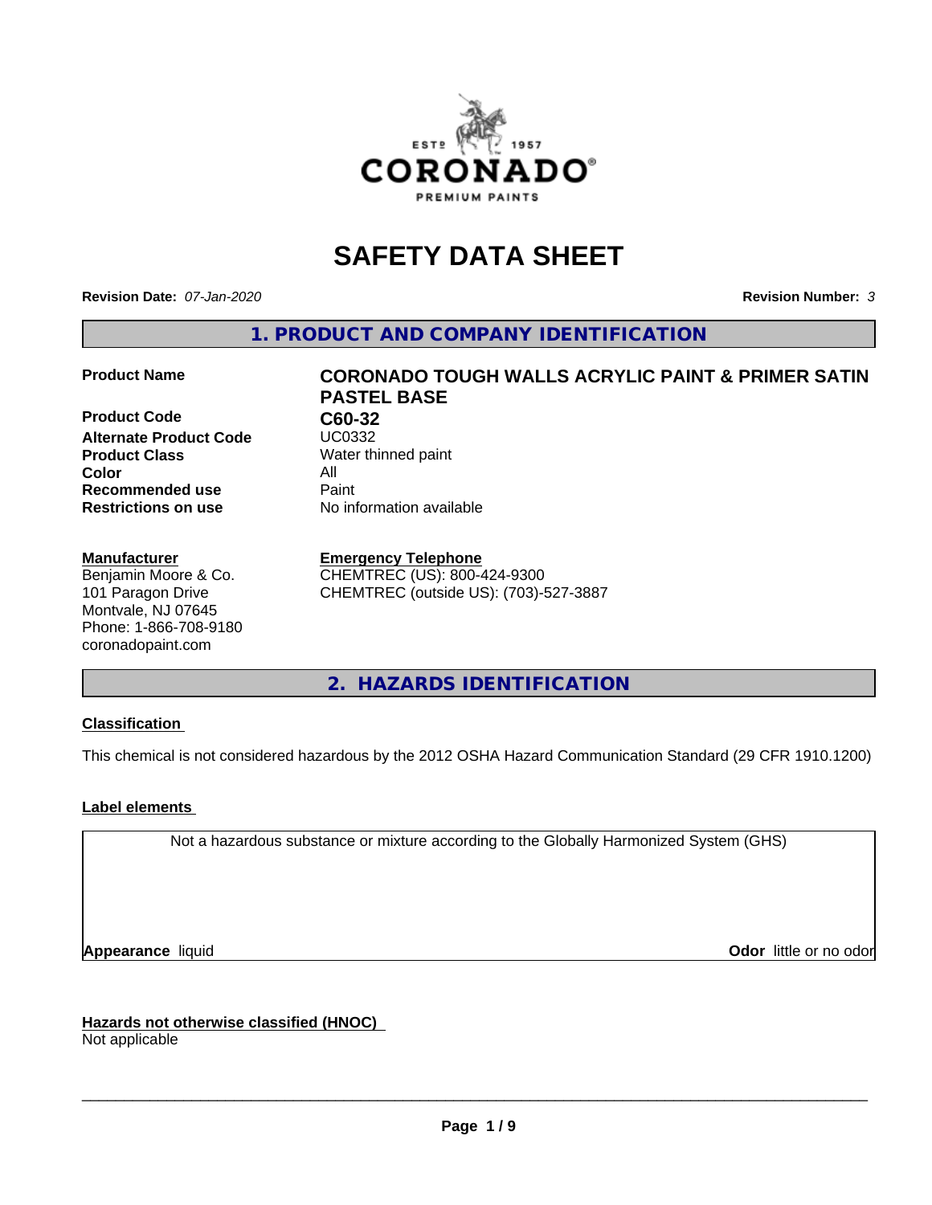# SAFETY DATA SHEET

**Revision Date:** *07-Jan-2020* **Revision Number:** *3*

## 1. PRODUCT AND COMPANY IDENTIFICATION

| | |
|---|---|
| **Product Name** | **CORONADO TOUGH WALLS ACRYLIC PAINT & PRIMER SATIN PASTEL BASE** |
| **Product Code** | **C60-32** |
| **Alternate Product Code** | UC0332 |
| **Product Class** | Water thinned paint |
| **Color** | All |
| **Recommended use** | Paint |
| **Restrictions on use** | No information available |

**Manufacturer**
Benjamin Moore & Co.
101 Paragon Drive
Montvale, NJ 07645
Phone: 1-866-708-9180
coronadopaint.com

**Emergency Telephone**
CHEMTREC (US): 800-424-9300
CHEMTREC (outside US): (703)-527-3887

## 2. HAZARDS IDENTIFICATION

### Classification

This chemical is not considered hazardous by the 2012 OSHA Hazard Communication Standard (29 CFR 1910.1200)

### Label elements

Not a hazardous substance or mixture according to the Globally Harmonized System (GHS)

**Appearance** liquid **Odor** little or no odor

### Hazards not otherwise classified (HNOC)

Not applicable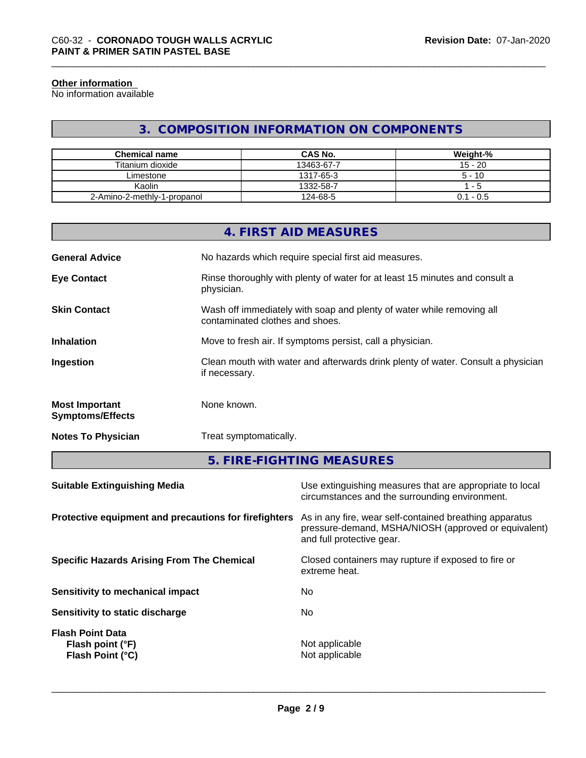**Other information**
No information available

## 3. COMPOSITION INFORMATION ON COMPONENTS

| Chemical name | CAS No. | Weight-% |
|---|---|---|
| Titanium dioxide | 13463-67-7 | 15 - 20 |
| Limestone | 1317-65-3 | 5 - 10 |
| Kaolin | 1332-58-7 | 1 - 5 |
| 2-Amino-2-methly-1-propanol | 124-68-5 | 0.1 - 0.5 |

## 4. FIRST AID MEASURES

**General Advice**
No hazards which require special first aid measures.

**Eye Contact**
Rinse thoroughly with plenty of water for at least 15 minutes and consult a physician.

**Skin Contact**
Wash off immediately with soap and plenty of water while removing all contaminated clothes and shoes.

**Inhalation**
Move to fresh air. If symptoms persist, call a physician.

**Ingestion**
Clean mouth with water and afterwards drink plenty of water. Consult a physician if necessary.

**Most Important Symptoms/Effects**
None known.

**Notes To Physician**
Treat symptomatically.

## 5. FIRE-FIGHTING MEASURES

**Suitable Extinguishing Media**
Use extinguishing measures that are appropriate to local circumstances and the surrounding environment.

**Protective equipment and precautions for firefighters**
As in any fire, wear self-contained breathing apparatus pressure-demand, MSHA/NIOSH (approved or equivalent) and full protective gear.

**Specific Hazards Arising From The Chemical**
Closed containers may rupture if exposed to fire or extreme heat.

**Sensitivity to mechanical impact**
No

**Sensitivity to static discharge**
No

**Flash Point Data**
**Flash point (°F)** Not applicable
**Flash Point (°C)** Not applicable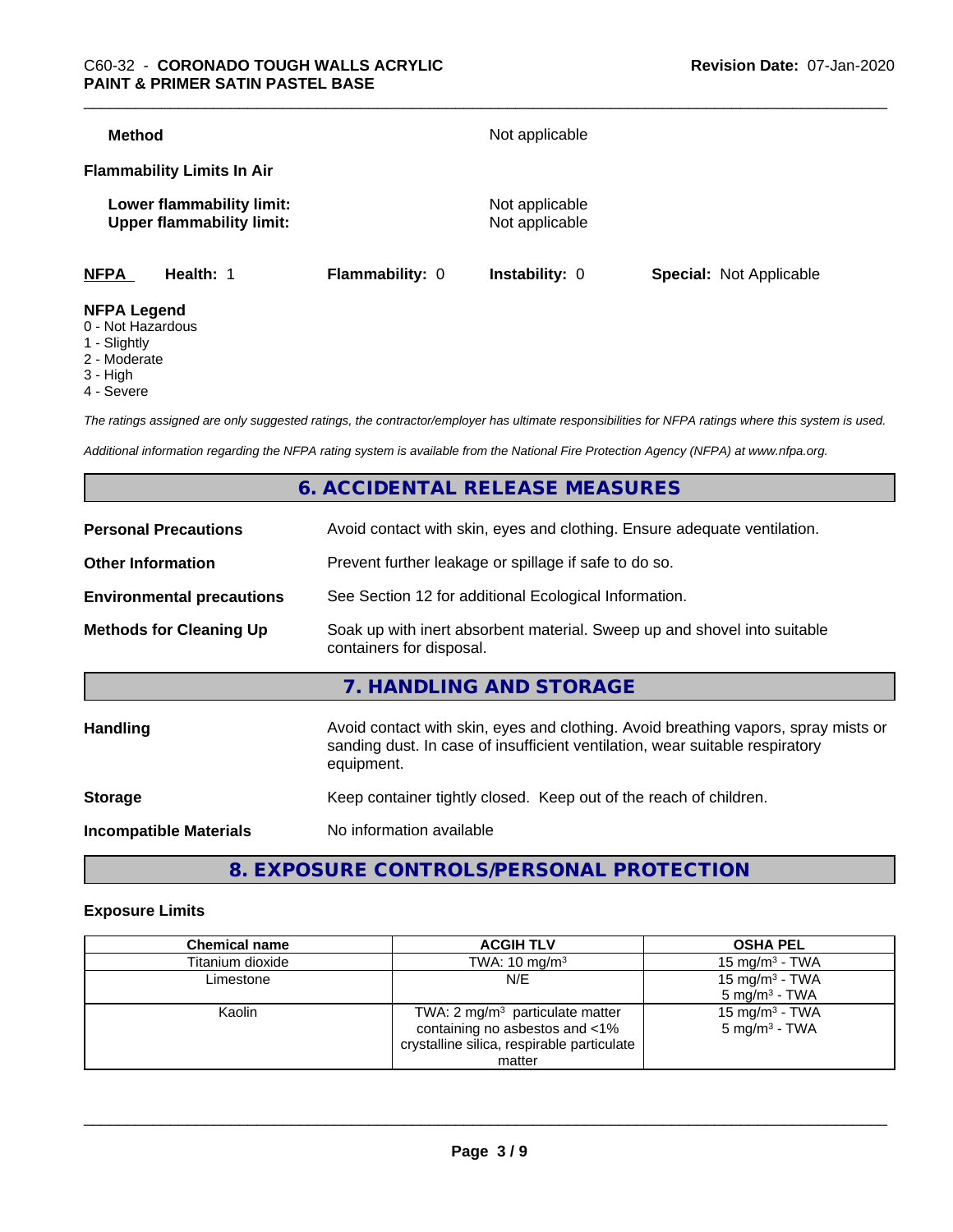**Method** Not applicable

**Flammability Limits In Air**

**Lower flammability limit:** Not applicable
**Upper flammability limit:** Not applicable

| **NFPA** | **Health:** 1 | **Flammability:** 0 | **Instability:** 0 | **Special:** Not Applicable |
|---|---|---|---|---|

**NFPA Legend**
0 - Not Hazardous
1 - Slightly
2 - Moderate
3 - High
4 - Severe

*The ratings assigned are only suggested ratings, the contractor/employer has ultimate responsibilities for NFPA ratings where this system is used.*

*Additional information regarding the NFPA rating system is available from the National Fire Protection Agency (NFPA) at www.nfpa.org.*

## 6. ACCIDENTAL RELEASE MEASURES

**Personal Precautions** Avoid contact with skin, eyes and clothing. Ensure adequate ventilation.

**Other Information** Prevent further leakage or spillage if safe to do so.

**Environmental precautions** See Section 12 for additional Ecological Information.

**Methods for Cleaning Up** Soak up with inert absorbent material. Sweep up and shovel into suitable containers for disposal.

## 7. HANDLING AND STORAGE

**Handling** Avoid contact with skin, eyes and clothing. Avoid breathing vapors, spray mists or sanding dust. In case of insufficient ventilation, wear suitable respiratory equipment.

**Storage** Keep container tightly closed. Keep out of the reach of children.

**Incompatible Materials** No information available

## 8. EXPOSURE CONTROLS/PERSONAL PROTECTION

**Exposure Limits**

| Chemical name | ACGIH TLV | OSHA PEL |
|---|---|---|
| Titanium dioxide | TWA: 10 mg/m³ | 15 mg/m³ - TWA |
| Limestone | N/E | 15 mg/m³ - TWA<br>5 mg/m³ - TWA |
| Kaolin | TWA: 2 mg/m³ particulate matter containing no asbestos and <1% crystalline silica, respirable particulate matter | 15 mg/m³ - TWA<br>5 mg/m³ - TWA |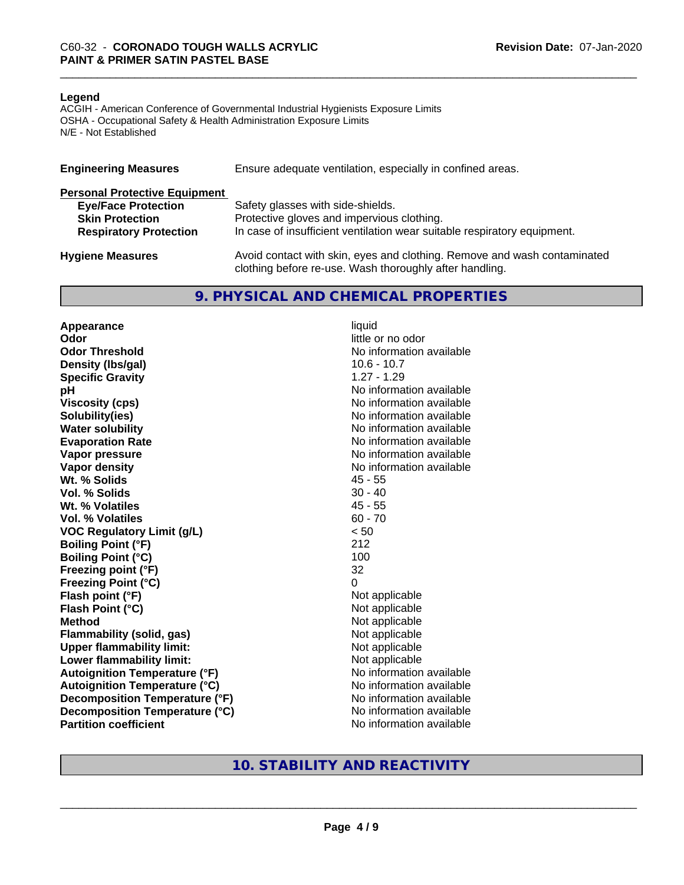**Legend**

ACGIH - American Conference of Governmental Industrial Hygienists Exposure Limits
OSHA - Occupational Safety & Health Administration Exposure Limits
N/E - Not Established

| | |
|---|---|
| **Engineering Measures** | Ensure adequate ventilation, especially in confined areas. |
| **Personal Protective Equipment** | |
| **Eye/Face Protection** | Safety glasses with side-shields. |
| **Skin Protection** | Protective gloves and impervious clothing. |
| **Respiratory Protection** | In case of insufficient ventilation wear suitable respiratory equipment. |
| **Hygiene Measures** | Avoid contact with skin, eyes and clothing. Remove and wash contaminated clothing before re-use. Wash thoroughly after handling. |

## 9. PHYSICAL AND CHEMICAL PROPERTIES

| | |
|---|---|
| **Appearance** | liquid |
| **Odor** | little or no odor |
| **Odor Threshold** | No information available |
| **Density (lbs/gal)** | 10.6 - 10.7 |
| **Specific Gravity** | 1.27 - 1.29 |
| **pH** | No information available |
| **Viscosity (cps)** | No information available |
| **Solubility(ies)** | No information available |
| **Water solubility** | No information available |
| **Evaporation Rate** | No information available |
| **Vapor pressure** | No information available |
| **Vapor density** | No information available |
| **Wt. % Solids** | 45 - 55 |
| **Vol. % Solids** | 30 - 40 |
| **Wt. % Volatiles** | 45 - 55 |
| **Vol. % Volatiles** | 60 - 70 |
| **VOC Regulatory Limit (g/L)** | < 50 |
| **Boiling Point (°F)** | 212 |
| **Boiling Point (°C)** | 100 |
| **Freezing point (°F)** | 32 |
| **Freezing Point (°C)** | 0 |
| **Flash point (°F)** | Not applicable |
| **Flash Point (°C)** | Not applicable |
| **Method** | Not applicable |
| **Flammability (solid, gas)** | Not applicable |
| **Upper flammability limit:** | Not applicable |
| **Lower flammability limit:** | Not applicable |
| **Autoignition Temperature (°F)** | No information available |
| **Autoignition Temperature (°C)** | No information available |
| **Decomposition Temperature (°F)** | No information available |
| **Decomposition Temperature (°C)** | No information available |
| **Partition coefficient** | No information available |

## 10. STABILITY AND REACTIVITY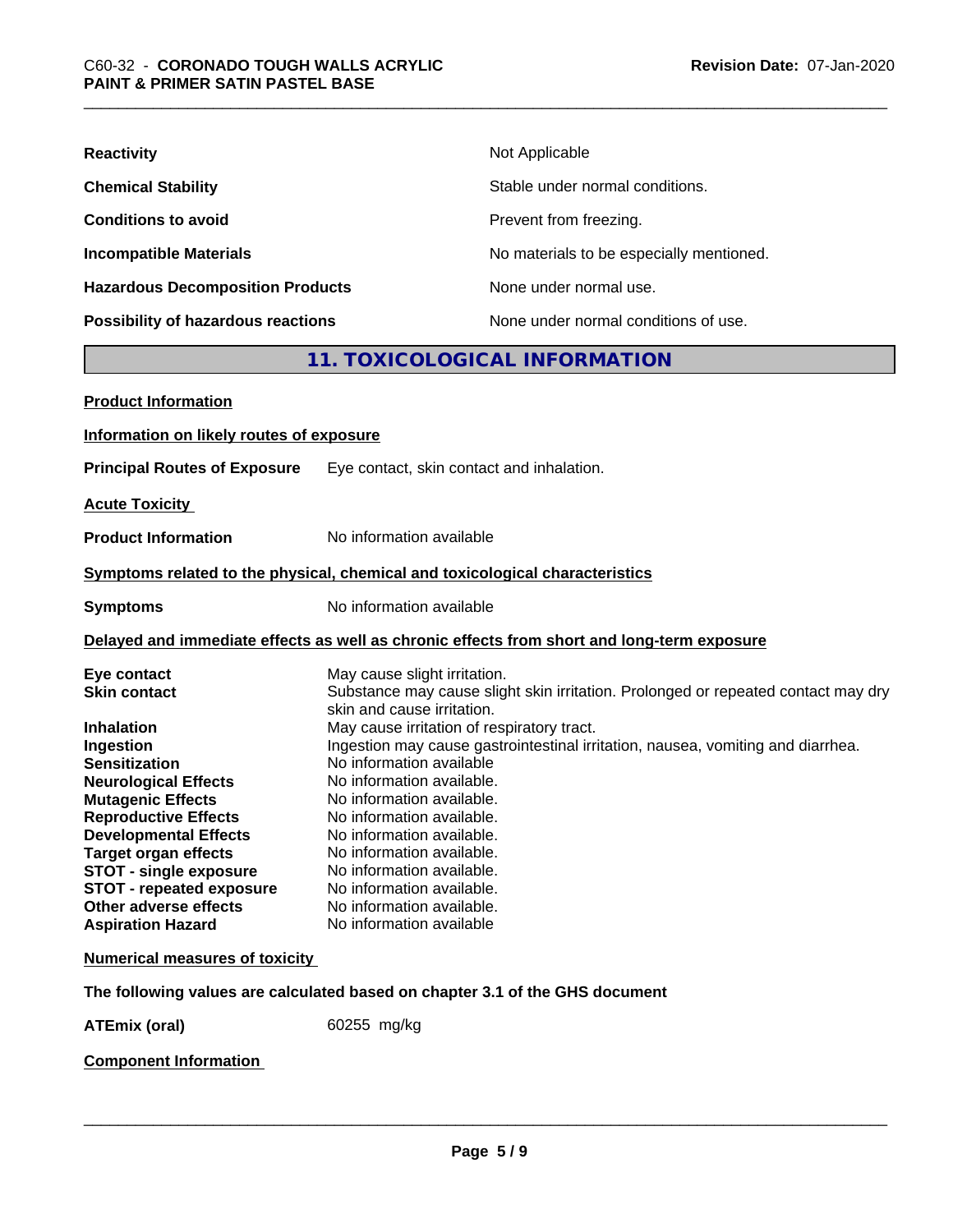| | |
|---|---|
| **Reactivity** | Not Applicable |
| **Chemical Stability** | Stable under normal conditions. |
| **Conditions to avoid** | Prevent from freezing. |
| **Incompatible Materials** | No materials to be especially mentioned. |
| **Hazardous Decomposition Products** | None under normal use. |
| **Possibility of hazardous reactions** | None under normal conditions of use. |

## 11. TOXICOLOGICAL INFORMATION

**Product Information**

**Information on likely routes of exposure**

**Principal Routes of Exposure** Eye contact, skin contact and inhalation.

**Acute Toxicity**

**Product Information** No information available

**Symptoms related to the physical, chemical and toxicological characteristics**

**Symptoms** No information available

**Delayed and immediate effects as well as chronic effects from short and long-term exposure**

| | |
|---|---|
| **Eye contact** | May cause slight irritation. |
| **Skin contact** | Substance may cause slight skin irritation. Prolonged or repeated contact may dry skin and cause irritation. |
| **Inhalation** | May cause irritation of respiratory tract. |
| **Ingestion** | Ingestion may cause gastrointestinal irritation, nausea, vomiting and diarrhea. |
| **Sensitization** | No information available |
| **Neurological Effects** | No information available. |
| **Mutagenic Effects** | No information available. |
| **Reproductive Effects** | No information available. |
| **Developmental Effects** | No information available. |
| **Target organ effects** | No information available. |
| **STOT - single exposure** | No information available. |
| **STOT - repeated exposure** | No information available. |
| **Other adverse effects** | No information available. |
| **Aspiration Hazard** | No information available |

**Numerical measures of toxicity**

**The following values are calculated based on chapter 3.1 of the GHS document**

**ATEmix (oral)** 60255 mg/kg

**Component Information**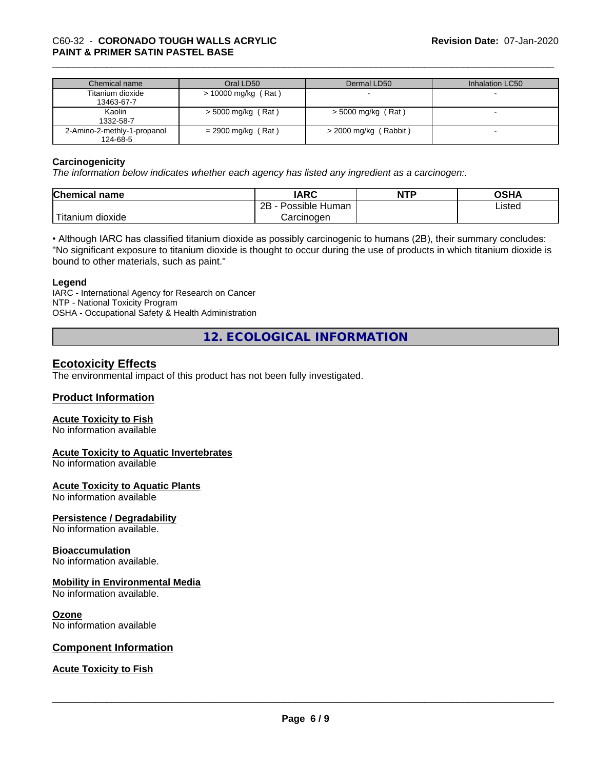| Chemical name | Oral LD50 | Dermal LD50 | Inhalation LC50 |
|---|---|---|---|
| Titanium dioxide 13463-67-7 | > 10000 mg/kg ( Rat ) | - | - |
| Kaolin 1332-58-7 | > 5000 mg/kg ( Rat ) | > 5000 mg/kg ( Rat ) | - |
| 2-Amino-2-methly-1-propanol 124-68-5 | = 2900 mg/kg ( Rat ) | > 2000 mg/kg ( Rabbit ) | - |

**Carcinogenicity**

*The information below indicates whether each agency has listed any ingredient as a carcinogen:.*

| Chemical name | IARC | NTP | OSHA |
|---|---|---|---|
| Titanium dioxide | 2B - Possible Human Carcinogen | | Listed |

• Although IARC has classified titanium dioxide as possibly carcinogenic to humans (2B), their summary concludes: "No significant exposure to titanium dioxide is thought to occur during the use of products in which titanium dioxide is bound to other materials, such as paint."

**Legend**

IARC - International Agency for Research on Cancer
NTP - National Toxicity Program
OSHA - Occupational Safety & Health Administration

# 12. ECOLOGICAL INFORMATION

## Ecotoxicity Effects

The environmental impact of this product has not been fully investigated.

## Product Information

### Acute Toxicity to Fish

No information available

### Acute Toxicity to Aquatic Invertebrates

No information available

### Acute Toxicity to Aquatic Plants

No information available

### Persistence / Degradability

No information available.

### Bioaccumulation

No information available.

### Mobility in Environmental Media

No information available.

### Ozone

No information available

## Component Information

### Acute Toxicity to Fish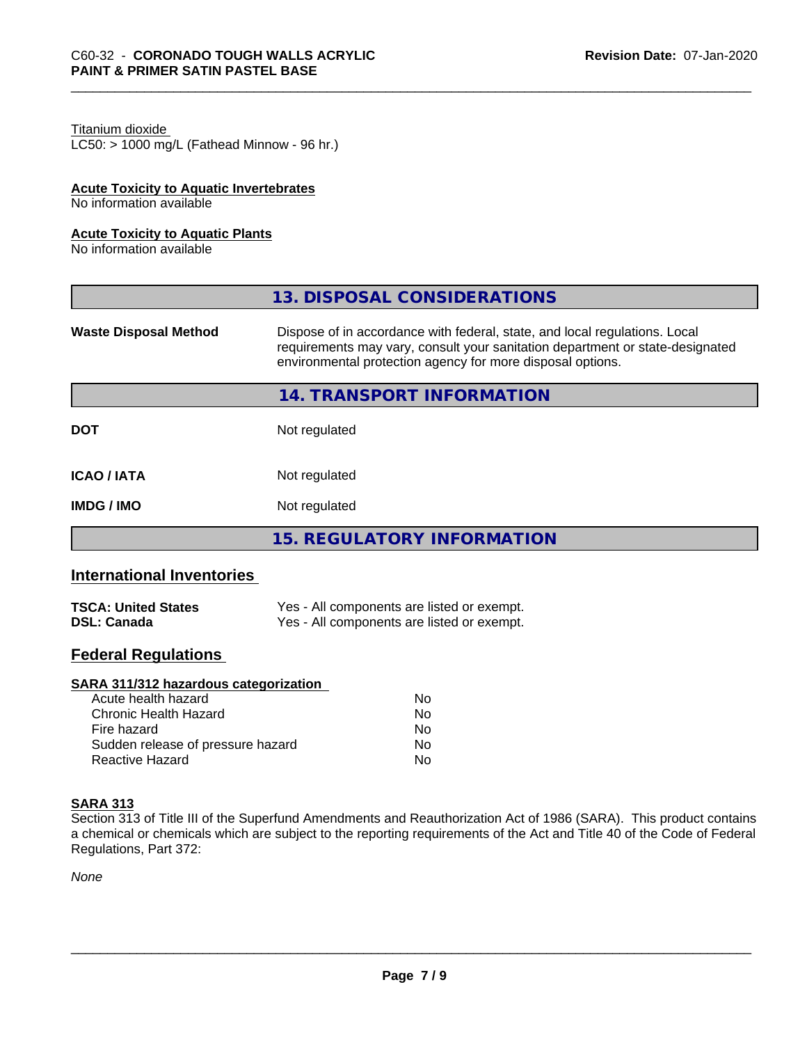Titanium dioxide
LC50: > 1000 mg/L (Fathead Minnow - 96 hr.)

**Acute Toxicity to Aquatic Invertebrates**
No information available

**Acute Toxicity to Aquatic Plants**
No information available

## 13. DISPOSAL CONSIDERATIONS

| | |
|---|---|
| **Waste Disposal Method** | Dispose of in accordance with federal, state, and local regulations. Local requirements may vary, consult your sanitation department or state-designated environmental protection agency for more disposal options. |

## 14. TRANSPORT INFORMATION

| | |
|---|---|
| **DOT** | Not regulated |
| **ICAO / IATA** | Not regulated |
| **IMDG / IMO** | Not regulated |

## 15. REGULATORY INFORMATION

### International Inventories

| | |
|---|---|
| **TSCA: United States** | Yes - All components are listed or exempt. |
| **DSL: Canada** | Yes - All components are listed or exempt. |

### Federal Regulations

**SARA 311/312 hazardous categorization**

| | |
|---|---|
| Acute health hazard | No |
| Chronic Health Hazard | No |
| Fire hazard | No |
| Sudden release of pressure hazard | No |
| Reactive Hazard | No |

**SARA 313**
Section 313 of Title III of the Superfund Amendments and Reauthorization Act of 1986 (SARA). This product contains a chemical or chemicals which are subject to the reporting requirements of the Act and Title 40 of the Code of Federal Regulations, Part 372:

*None*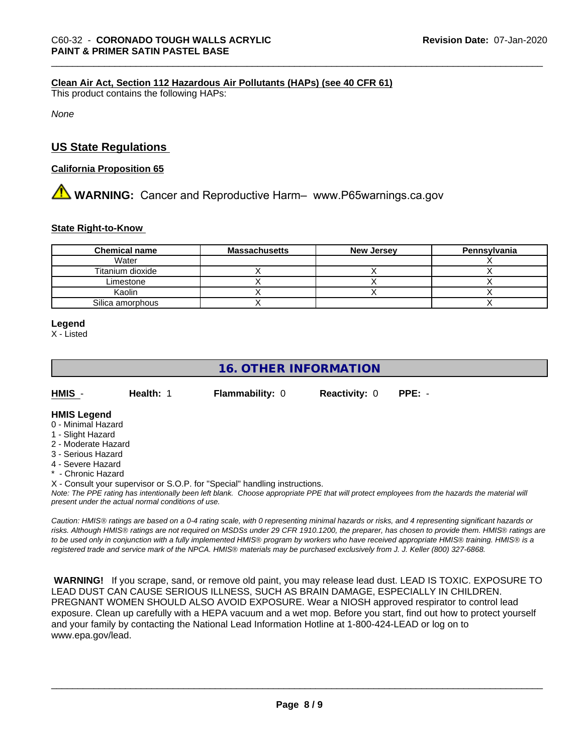#### Clean Air Act, Section 112 Hazardous Air Pollutants (HAPs) (see 40 CFR 61)

This product contains the following HAPs:

*None*

## US State Regulations

#### California Proposition 65

⚠ **WARNING:** Cancer and Reproductive Harm– www.P65warnings.ca.gov

#### State Right-to-Know

| Chemical name | Massachusetts | New Jersey | Pennsylvania |
|---|---|---|---|
| Water | | | X |
| Titanium dioxide | X | X | X |
| Limestone | X | X | X |
| Kaolin | X | X | X |
| Silica amorphous | X | | X |

**Legend**

X - Listed

# 16. OTHER INFORMATION

**HMIS** - **Health:** 1 **Flammability:** 0 **Reactivity:** 0 **PPE:** -

**HMIS Legend**

0 - Minimal Hazard
1 - Slight Hazard
2 - Moderate Hazard
3 - Serious Hazard
4 - Severe Hazard
* - Chronic Hazard
X - Consult your supervisor or S.O.P. for "Special" handling instructions.

*Note: The PPE rating has intentionally been left blank. Choose appropriate PPE that will protect employees from the hazards the material will present under the actual normal conditions of use.*

*Caution: HMIS® ratings are based on a 0-4 rating scale, with 0 representing minimal hazards or risks, and 4 representing significant hazards or risks. Although HMIS® ratings are not required on MSDSs under 29 CFR 1910.1200, the preparer, has chosen to provide them. HMIS® ratings are to be used only in conjunction with a fully implemented HMIS® program by workers who have received appropriate HMIS® training. HMIS® is a registered trade and service mark of the NPCA. HMIS® materials may be purchased exclusively from J. J. Keller (800) 327-6868.*

**WARNING!** If you scrape, sand, or remove old paint, you may release lead dust. LEAD IS TOXIC. EXPOSURE TO LEAD DUST CAN CAUSE SERIOUS ILLNESS, SUCH AS BRAIN DAMAGE, ESPECIALLY IN CHILDREN. PREGNANT WOMEN SHOULD ALSO AVOID EXPOSURE. Wear a NIOSH approved respirator to control lead exposure. Clean up carefully with a HEPA vacuum and a wet mop. Before you start, find out how to protect yourself and your family by contacting the National Lead Information Hotline at 1-800-424-LEAD or log on to www.epa.gov/lead.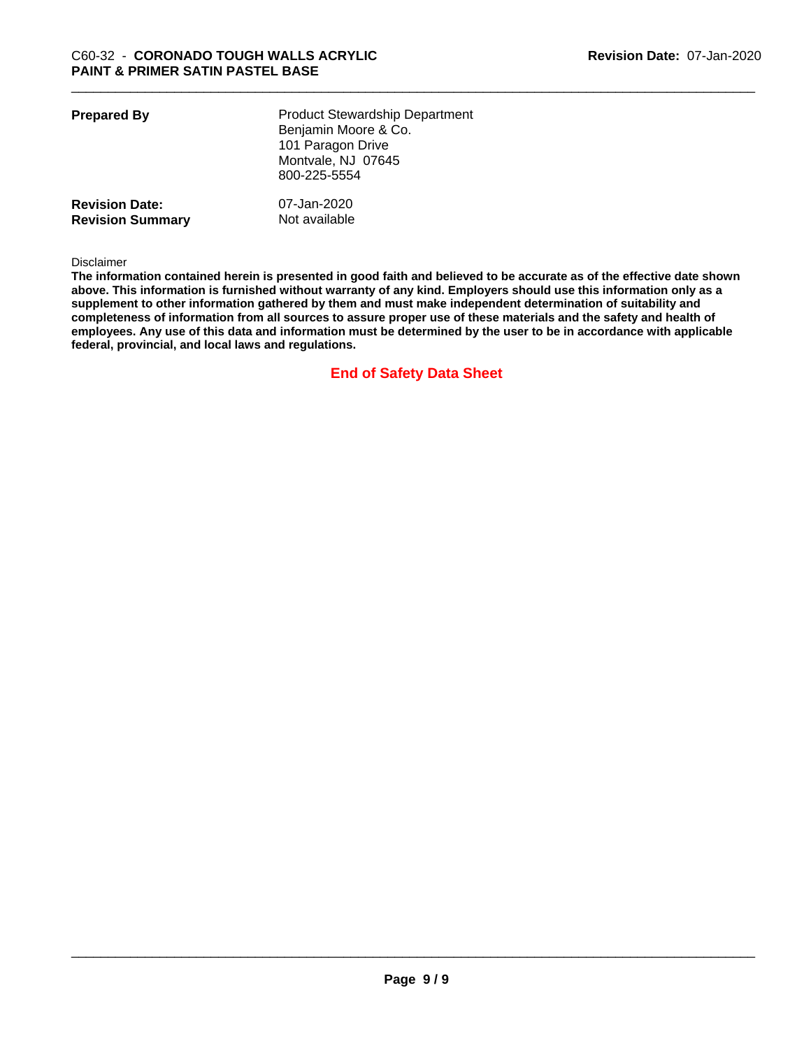| | |
|---|---|
| **Prepared By** | Product Stewardship Department<br>Benjamin Moore & Co.<br>101 Paragon Drive<br>Montvale, NJ 07645<br>800-225-5554 |
| **Revision Date:** | 07-Jan-2020 |
| **Revision Summary** | Not available |

Disclaimer

**The information contained herein is presented in good faith and believed to be accurate as of the effective date shown above. This information is furnished without warranty of any kind. Employers should use this information only as a supplement to other information gathered by them and must make independent determination of suitability and completeness of information from all sources to assure proper use of these materials and the safety and health of employees. Any use of this data and information must be determined by the user to be in accordance with applicable federal, provincial, and local laws and regulations.**

**End of Safety Data Sheet**